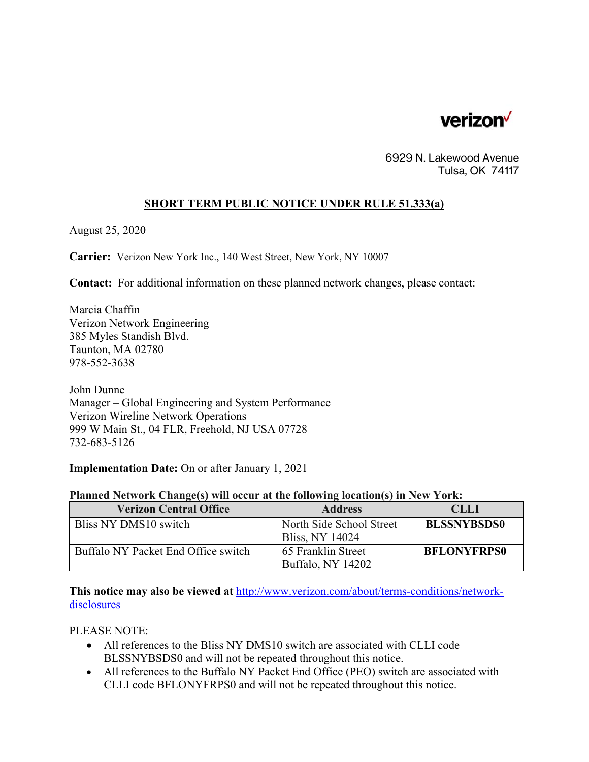verizon

6929 N. Lakewood Avenue
Tulsa, OK 74117

## SHORT TERM PUBLIC NOTICE UNDER RULE 51.333(a)

August 25, 2020

**Carrier:** Verizon New York Inc., 140 West Street, New York, NY 10007

**Contact:** For additional information on these planned network changes, please contact:

Marcia Chaffin
Verizon Network Engineering
385 Myles Standish Blvd.
Taunton, MA 02780
978-552-3638

John Dunne
Manager – Global Engineering and System Performance
Verizon Wireline Network Operations
999 W Main St., 04 FLR, Freehold, NJ USA 07728
732-683-5126

**Implementation Date:** On or after January 1, 2021

**Planned Network Change(s) will occur at the following location(s) in New York:**

| Verizon Central Office | Address | CLLI |
|---|---|---|
| Bliss NY DMS10 switch | North Side School Street Bliss, NY 14024 | **BLSSNYBSDS0** |
| Buffalo NY Packet End Office switch | 65 Franklin Street Buffalo, NY 14202 | **BFLONYFRPS0** |

**This notice may also be viewed at** http://www.verizon.com/about/terms-conditions/network-disclosures

PLEASE NOTE:

- All references to the Bliss NY DMS10 switch are associated with CLLI code BLSSNYBSDS0 and will not be repeated throughout this notice.
- All references to the Buffalo NY Packet End Office (PEO) switch are associated with CLLI code BFLONYFRPS0 and will not be repeated throughout this notice.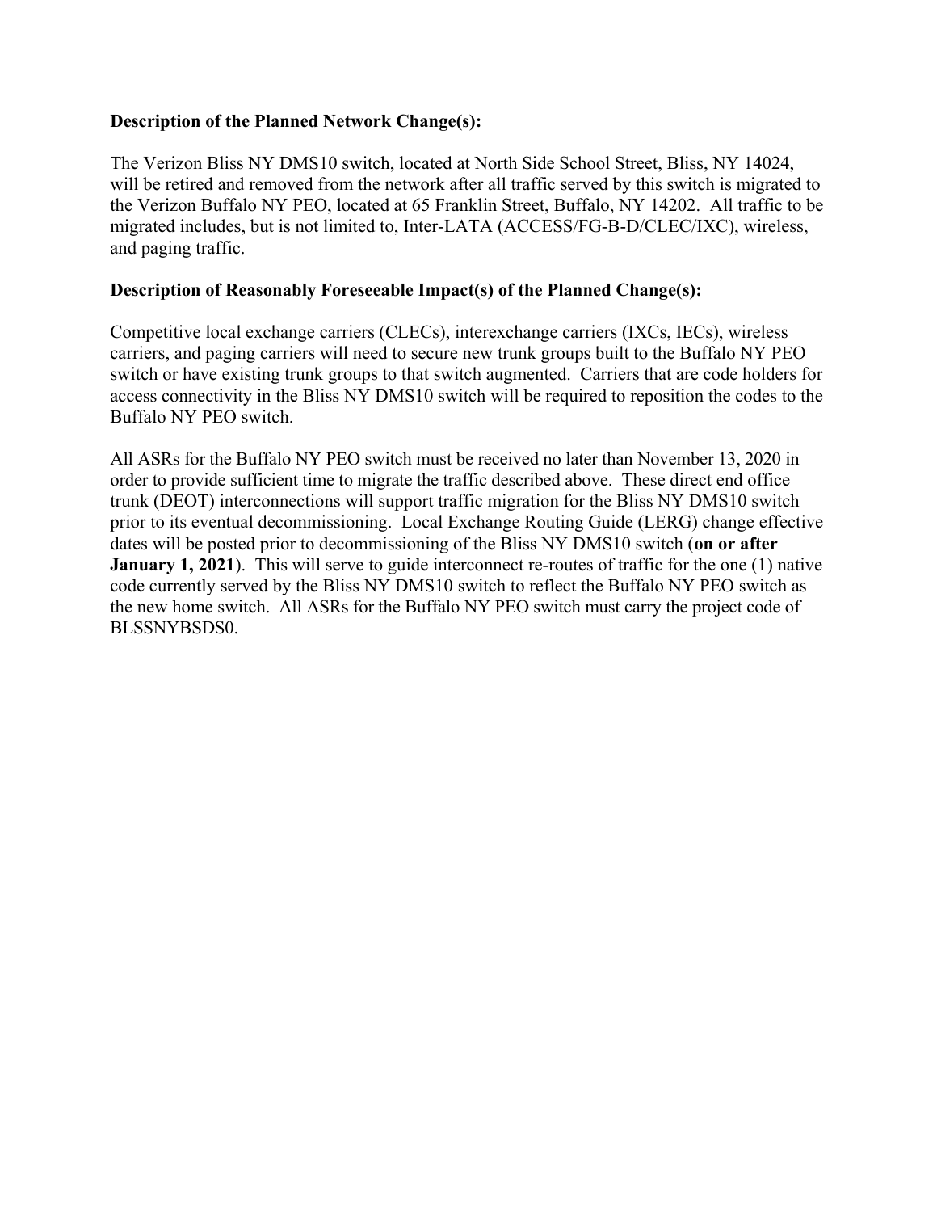**Description of the Planned Network Change(s):**

The Verizon Bliss NY DMS10 switch, located at North Side School Street, Bliss, NY 14024, will be retired and removed from the network after all traffic served by this switch is migrated to the Verizon Buffalo NY PEO, located at 65 Franklin Street, Buffalo, NY 14202. All traffic to be migrated includes, but is not limited to, Inter-LATA (ACCESS/FG-B-D/CLEC/IXC), wireless, and paging traffic.

**Description of Reasonably Foreseeable Impact(s) of the Planned Change(s):**

Competitive local exchange carriers (CLECs), interexchange carriers (IXCs, IECs), wireless carriers, and paging carriers will need to secure new trunk groups built to the Buffalo NY PEO switch or have existing trunk groups to that switch augmented. Carriers that are code holders for access connectivity in the Bliss NY DMS10 switch will be required to reposition the codes to the Buffalo NY PEO switch.

All ASRs for the Buffalo NY PEO switch must be received no later than November 13, 2020 in order to provide sufficient time to migrate the traffic described above. These direct end office trunk (DEOT) interconnections will support traffic migration for the Bliss NY DMS10 switch prior to its eventual decommissioning. Local Exchange Routing Guide (LERG) change effective dates will be posted prior to decommissioning of the Bliss NY DMS10 switch (**on or after January 1, 2021**). This will serve to guide interconnect re-routes of traffic for the one (1) native code currently served by the Bliss NY DMS10 switch to reflect the Buffalo NY PEO switch as the new home switch. All ASRs for the Buffalo NY PEO switch must carry the project code of BLSSNYBSDS0.